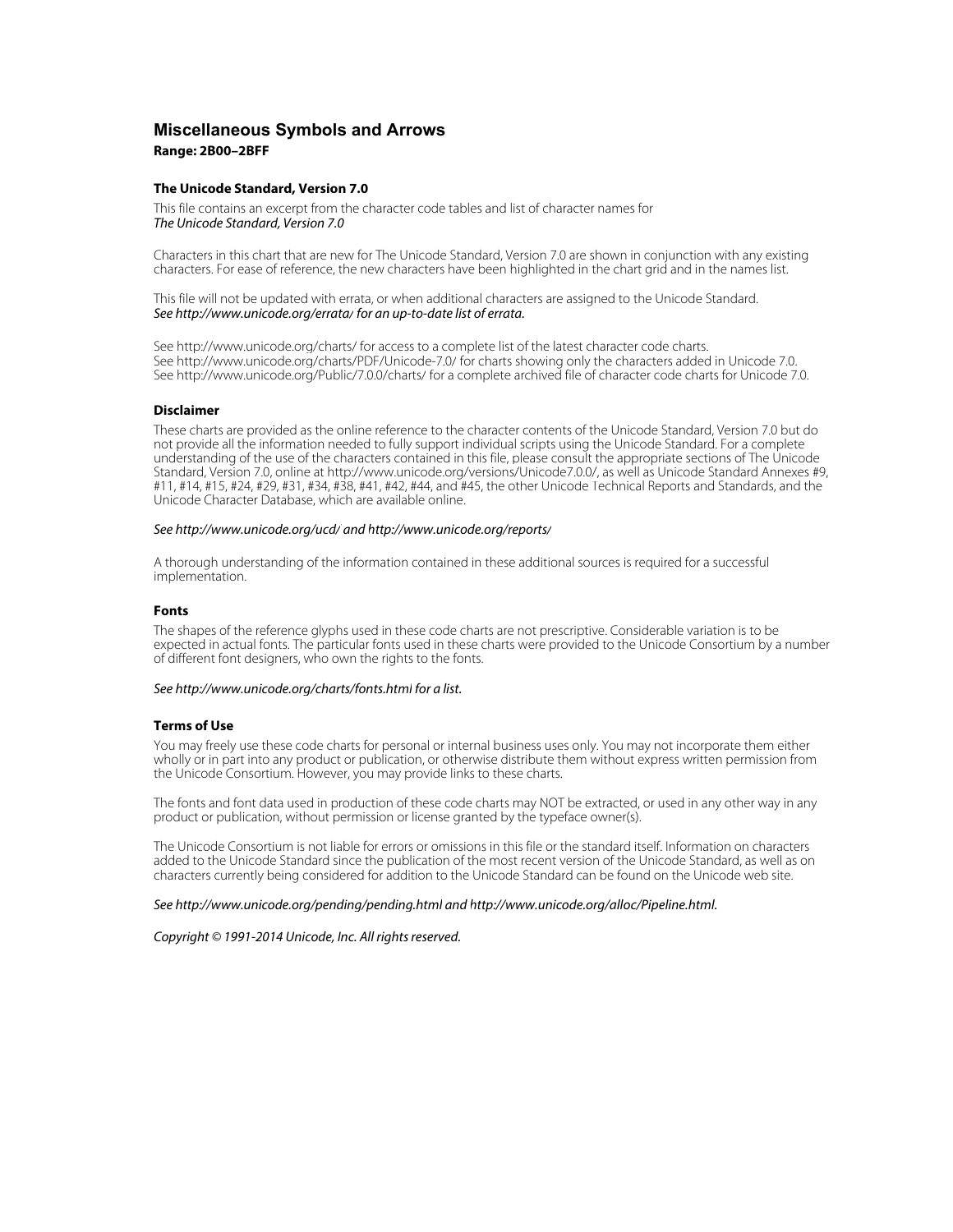# Miscellaneous Symbols and Arrows

**Range: 2B00–2BFF**

### The Unicode Standard, Version 7.0

This file contains an excerpt from the character code tables and list of character names for *The Unicode Standard, Version 7.0*

Characters in this chart that are new for The Unicode Standard, Version 7.0 are shown in conjunction with any existing characters. For ease of reference, the new characters have been highlighted in the chart grid and in the names list.

This file will not be updated with errata, or when additional characters are assigned to the Unicode Standard. *See http://www.unicode.org/errata/ for an up-to-date list of errata.*

See http://www.unicode.org/charts/ for access to a complete list of the latest character code charts.
See http://www.unicode.org/charts/PDF/Unicode-7.0/ for charts showing only the characters added in Unicode 7.0.
See http://www.unicode.org/Public/7.0.0/charts/ for a complete archived file of character code charts for Unicode 7.0.

### Disclaimer

These charts are provided as the online reference to the character contents of the Unicode Standard, Version 7.0 but do not provide all the information needed to fully support individual scripts using the Unicode Standard. For a complete understanding of the use of the characters contained in this file, please consult the appropriate sections of The Unicode Standard, Version 7.0, online at http://www.unicode.org/versions/Unicode7.0.0/, as well as Unicode Standard Annexes #9, #11, #14, #15, #24, #29, #31, #34, #38, #41, #42, #44, and #45, the other Unicode Technical Reports and Standards, and the Unicode Character Database, which are available online.

*See http://www.unicode.org/ucd/ and http://www.unicode.org/reports/*

A thorough understanding of the information contained in these additional sources is required for a successful implementation.

### Fonts

The shapes of the reference glyphs used in these code charts are not prescriptive. Considerable variation is to be expected in actual fonts. The particular fonts used in these charts were provided to the Unicode Consortium by a number of different font designers, who own the rights to the fonts.

*See http://www.unicode.org/charts/fonts.html for a list.*

### Terms of Use

You may freely use these code charts for personal or internal business uses only. You may not incorporate them either wholly or in part into any product or publication, or otherwise distribute them without express written permission from the Unicode Consortium. However, you may provide links to these charts.

The fonts and font data used in production of these code charts may NOT be extracted, or used in any other way in any product or publication, without permission or license granted by the typeface owner(s).

The Unicode Consortium is not liable for errors or omissions in this file or the standard itself. Information on characters added to the Unicode Standard since the publication of the most recent version of the Unicode Standard, as well as on characters currently being considered for addition to the Unicode Standard can be found on the Unicode web site.

*See http://www.unicode.org/pending/pending.html and http://www.unicode.org/alloc/Pipeline.html.*

*Copyright © 1991-2014 Unicode, Inc. All rights reserved.*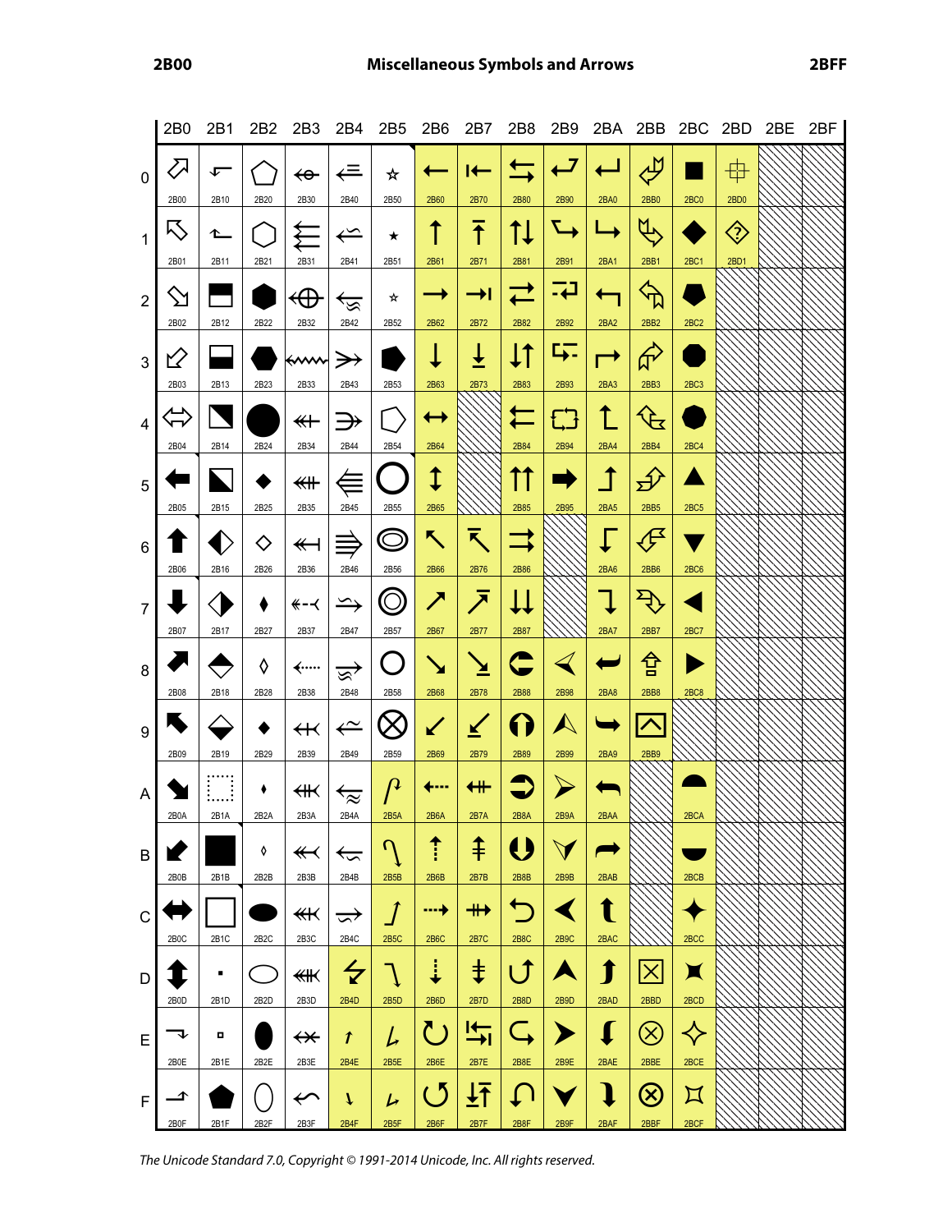# 2B00 Miscellaneous Symbols and Arrows 2BFF

| | 2B0 | 2B1 | 2B2 | 2B3 | 2B4 | 2B5 | 2B6 | 2B7 | 2B8 | 2B9 | 2BA | 2BB | 2BC | 2BD | 2BE | 2BF |
|---|---|---|---|---|---|---|---|---|---|---|---|---|---|---|---|---|
| 0 | ⬀ 2B00 | ⬐ 2B10 | ⬠ 2B20 | ⬰ 2B30 | ⭀ 2B40 | ⭐ 2B50 | ⭠ 2B60 | ⭰ 2B70 | ⮀ 2B80 | ⮐ 2B90 | ⮠ 2BA0 | ⮰ 2BB0 | ⯀ 2BC0 | ⯐ 2BD0 | | |
| 1 | ⬁ 2B01 | ⬑ 2B11 | ⬡ 2B21 | ⬱ 2B31 | ⭁ 2B41 | ⭑ 2B51 | ⭡ 2B61 | ⭱ 2B71 | ⮁ 2B81 | ⮑ 2B91 | ⮡ 2BA1 | ⮱ 2BB1 | ⯁ 2BC1 | ⯑ 2BD1 | | |
| 2 | ⬂ 2B02 | ⬒ 2B12 | ⬢ 2B22 | ⬲ 2B32 | ⭂ 2B42 | ⭒ 2B52 | ⭢ 2B62 | ⭲ 2B72 | ⮂ 2B82 | ⮒ 2B92 | ⮢ 2BA2 | ⮲ 2BB2 | ⯂ 2BC2 | | | |
| 3 | ⬃ 2B03 | ⬓ 2B13 | ⬣ 2B23 | ⬳ 2B33 | ⭃ 2B43 | ⭓ 2B53 | ⭣ 2B63 | ⭳ 2B73 | ⮃ 2B83 | ⮓ 2B93 | ⮣ 2BA3 | ⮳ 2BB3 | ⯃ 2BC3 | | | |
| 4 | ⬄ 2B04 | ⬔ 2B14 | ⬤ 2B24 | ⬴ 2B34 | ⭄ 2B44 | ⭔ 2B54 | ⭤ 2B64 | | ⮄ 2B84 | ⮔ 2B94 | ⮤ 2BA4 | ⮴ 2BB4 | ⯄ 2BC4 | | | |
| 5 | ⬅ 2B05 | ⬕ 2B15 | ⬥ 2B25 | ⬵ 2B35 | ⭅ 2B45 | ⭕ 2B55 | ⭥ 2B65 | | ⮅ 2B85 | ⮕ 2B95 | ⮥ 2BA5 | ⮵ 2BB5 | ⯅ 2BC5 | | | |
| 6 | ⬆ 2B06 | ⬖ 2B16 | ⬦ 2B26 | ⬶ 2B36 | ⭆ 2B46 | ⭖ 2B56 | ⭦ 2B66 | ⭶ 2B76 | ⮆ 2B86 | | ⮦ 2BA6 | ⮶ 2BB6 | ⯆ 2BC6 | | | |
| 7 | ⬇ 2B07 | ⬗ 2B17 | ⬧ 2B27 | ⬷ 2B37 | ⭇ 2B47 | ⭗ 2B57 | ⭧ 2B67 | ⭷ 2B77 | ⮇ 2B87 | | ⮧ 2BA7 | ⮷ 2BB7 | ⯇ 2BC7 | | | |
| 8 | ⬈ 2B08 | ⬘ 2B18 | ⬨ 2B28 | ⬸ 2B38 | ⭈ 2B48 | ⭘ 2B58 | ⭨ 2B68 | ⭸ 2B78 | ⮈ 2B88 | ⮘ 2B98 | ⮨ 2BA8 | ⮸ 2BB8 | ⯈ 2BC8 | | | |
| 9 | ⬉ 2B09 | ⬙ 2B19 | ⬩ 2B29 | ⬹ 2B39 | ⭉ 2B49 | ⭙ 2B59 | ⭩ 2B69 | ⭹ 2B79 | ⮉ 2B89 | ⮙ 2B99 | ⮩ 2BA9 | ⮹ 2BB9 | | | | |
| A | ⬊ 2B0A | ⬚ 2B1A | ⬪ 2B2A | ⬺ 2B3A | ⭊ 2B4A | ⭚ 2B5A | ⭪ 2B6A | ⭺ 2B7A | ⮊ 2B8A | ⮚ 2B9A | ⮪ 2BAA | | ⯊ 2BCA | | | |
| B | ⬋ 2B0B | ⬛ 2B1B | ⬫ 2B2B | ⬻ 2B3B | ⭋ 2B4B | ⭛ 2B5B | ⭫ 2B6B | ⭻ 2B7B | ⮋ 2B8B | ⮛ 2B9B | ⮫ 2BAB | | ⯋ 2BCB | | | |
| C | ⬌ 2B0C | ⬜ 2B1C | ⬬ 2B2C | ⬼ 2B3C | ⭌ 2B4C | ⭜ 2B5C | ⭬ 2B6C | ⭼ 2B7C | ⮌ 2B8C | ⮜ 2B9C | ⮬ 2BAC | | ⯌ 2BCC | | | |
| D | ⬍ 2B0D | ⬝ 2B1D | ⬭ 2B2D | ⬽ 2B3D | ⭍ 2B4D | ⭝ 2B5D | ⭭ 2B6D | ⭽ 2B7D | ⮍ 2B8D | ⮝ 2B9D | ⮭ 2BAD | ⮽ 2BBD | ⯍ 2BCD | | | |
| E | ⬎ 2B0E | ⬞ 2B1E | ⬮ 2B2E | ⬾ 2B3E | ⭎ 2B4E | ⭞ 2B5E | ⭮ 2B6E | ⭾ 2B7E | ⮎ 2B8E | ⮞ 2B9E | ⮮ 2BAE | ⮾ 2BBE | ⯎ 2BCE | | | |
| F | ⬏ 2B0F | ⬟ 2B1F | ⬯ 2B2F | ⬿ 2B3F | ⭏ 2B4F | ⭟ 2B5F | ⭯ 2B6F | ⭿ 2B7F | ⮏ 2B8F | ⮟ 2B9F | ⮯ 2BAF | ⮿ 2BBF | ⯏ 2BCF | | | |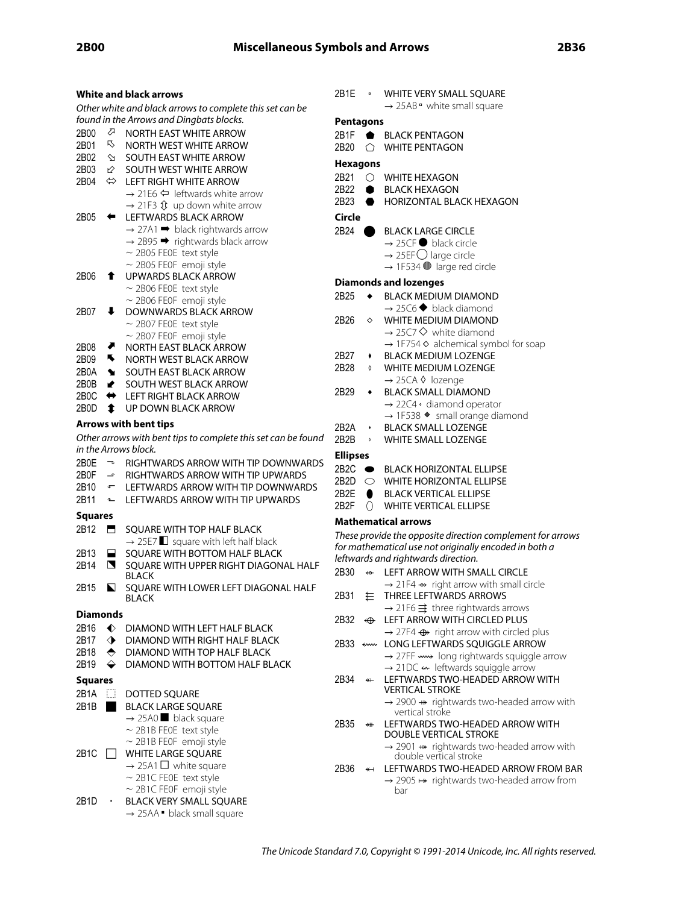### White and black arrows

*Other white and black arrows to complete this set can be found in the Arrows and Dingbats blocks.*

2B00 ⬀ NORTH EAST WHITE ARROW
2B01 ⬁ NORTH WEST WHITE ARROW
2B02 ⬂ SOUTH EAST WHITE ARROW
2B03 ⬃ SOUTH WEST WHITE ARROW
2B04 ⬄ LEFT RIGHT WHITE ARROW
→ 21E6 ⇦ leftwards white arrow
→ 21F3 ⇳ up down white arrow
2B05 ⬅ LEFTWARDS BLACK ARROW
→ 27A1 ➡ black rightwards arrow
→ 2B95 ⮕ rightwards black arrow
~ 2B05 FE0E text style
~ 2B05 FE0F emoji style
2B06 ⬆ UPWARDS BLACK ARROW
~ 2B06 FE0E text style
~ 2B06 FE0F emoji style
2B07 ⬇ DOWNWARDS BLACK ARROW
~ 2B07 FE0E text style
~ 2B07 FE0F emoji style
2B08 ⬈ NORTH EAST BLACK ARROW
2B09 ⬉ NORTH WEST BLACK ARROW
2B0A ⬊ SOUTH EAST BLACK ARROW
2B0B ⬋ SOUTH WEST BLACK ARROW
2B0C ⬌ LEFT RIGHT BLACK ARROW
2B0D ⬍ UP DOWN BLACK ARROW

### Arrows with bent tips

*Other arrows with bent tips to complete this set can be found in the Arrows block.*

2B0E ⬎ RIGHTWARDS ARROW WITH TIP DOWNWARDS
2B0F ⬏ RIGHTWARDS ARROW WITH TIP UPWARDS
2B10 ⬐ LEFTWARDS ARROW WITH TIP DOWNWARDS
2B11 ⬑ LEFTWARDS ARROW WITH TIP UPWARDS

### Squares

2B12 ⬒ SQUARE WITH TOP HALF BLACK
→ 25E7 ◧ square with left half black
2B13 ⬓ SQUARE WITH BOTTOM HALF BLACK
2B14 ⬔ SQUARE WITH UPPER RIGHT DIAGONAL HALF BLACK
2B15 ⬕ SQUARE WITH LOWER LEFT DIAGONAL HALF BLACK

### Diamonds

2B16 ⬖ DIAMOND WITH LEFT HALF BLACK
2B17 ⬗ DIAMOND WITH RIGHT HALF BLACK
2B18 ⬘ DIAMOND WITH TOP HALF BLACK
2B19 ⬙ DIAMOND WITH BOTTOM HALF BLACK

### Squares

2B1A ⬚ DOTTED SQUARE
2B1B ⬛ BLACK LARGE SQUARE
→ 25A0 ■ black square
~ 2B1B FE0E text style
~ 2B1B FE0F emoji style
2B1C ⬜ WHITE LARGE SQUARE
→ 25A1 □ white square
~ 2B1C FE0E text style
~ 2B1C FE0F emoji style
2B1D ⬝ BLACK VERY SMALL SQUARE
→ 25AA ▪ black small square
2B1E ⬞ WHITE VERY SMALL SQUARE
→ 25AB ▫ white small square

### Pentagons

2B1F ⬟ BLACK PENTAGON
2B20 ⬠ WHITE PENTAGON

### Hexagons

2B21 ⬡ WHITE HEXAGON
2B22 ⬢ BLACK HEXAGON
2B23 ⬣ HORIZONTAL BLACK HEXAGON

### Circle

2B24 ⬤ BLACK LARGE CIRCLE
→ 25CF ● black circle
→ 25EF ◯ large circle
→ 1F534 🔴 large red circle

### Diamonds and lozenges

2B25 ⬥ BLACK MEDIUM DIAMOND
→ 25C6 ◆ black diamond
2B26 ⬦ WHITE MEDIUM DIAMOND
→ 25C7 ◇ white diamond
→ 1F754 🝔 alchemical symbol for soap
2B27 ⬧ BLACK MEDIUM LOZENGE
2B28 ⬨ WHITE MEDIUM LOZENGE
→ 25CA ◊ lozenge
2B29 ⬩ BLACK SMALL DIAMOND
→ 22C4 ⋄ diamond operator
→ 1F538 🔸 small orange diamond
2B2A ⬪ BLACK SMALL LOZENGE
2B2B ⬫ WHITE SMALL LOZENGE

### Ellipses

2B2C ⬬ BLACK HORIZONTAL ELLIPSE
2B2D ⬭ WHITE HORIZONTAL ELLIPSE
2B2E ⬮ BLACK VERTICAL ELLIPSE
2B2F ⬯ WHITE VERTICAL ELLIPSE

### Mathematical arrows

*These provide the opposite direction complement for arrows for mathematical use not originally encoded in both a leftwards and rightwards direction.*

2B30 ⬰ LEFT ARROW WITH SMALL CIRCLE
→ 21F4 ⇴ right arrow with small circle
2B31 ⬱ THREE LEFTWARDS ARROWS
→ 21F6 ⇶ three rightwards arrows
2B32 ⬲ LEFT ARROW WITH CIRCLED PLUS
→ 27F4 ⟴ right arrow with circled plus
2B33 ⬳ LONG LEFTWARDS SQUIGGLE ARROW
→ 27FF ⟿ long rightwards squiggle arrow
→ 21DC ⇜ leftwards squiggle arrow
2B34 ⬴ LEFTWARDS TWO-HEADED ARROW WITH VERTICAL STROKE
→ 2900 ⤀ rightwards two-headed arrow with vertical stroke
2B35 ⬵ LEFTWARDS TWO-HEADED ARROW WITH DOUBLE VERTICAL STROKE
→ 2901 ⤁ rightwards two-headed arrow with double vertical stroke
2B36 ⬶ LEFTWARDS TWO-HEADED ARROW FROM BAR
→ 2905 ⤅ rightwards two-headed arrow from bar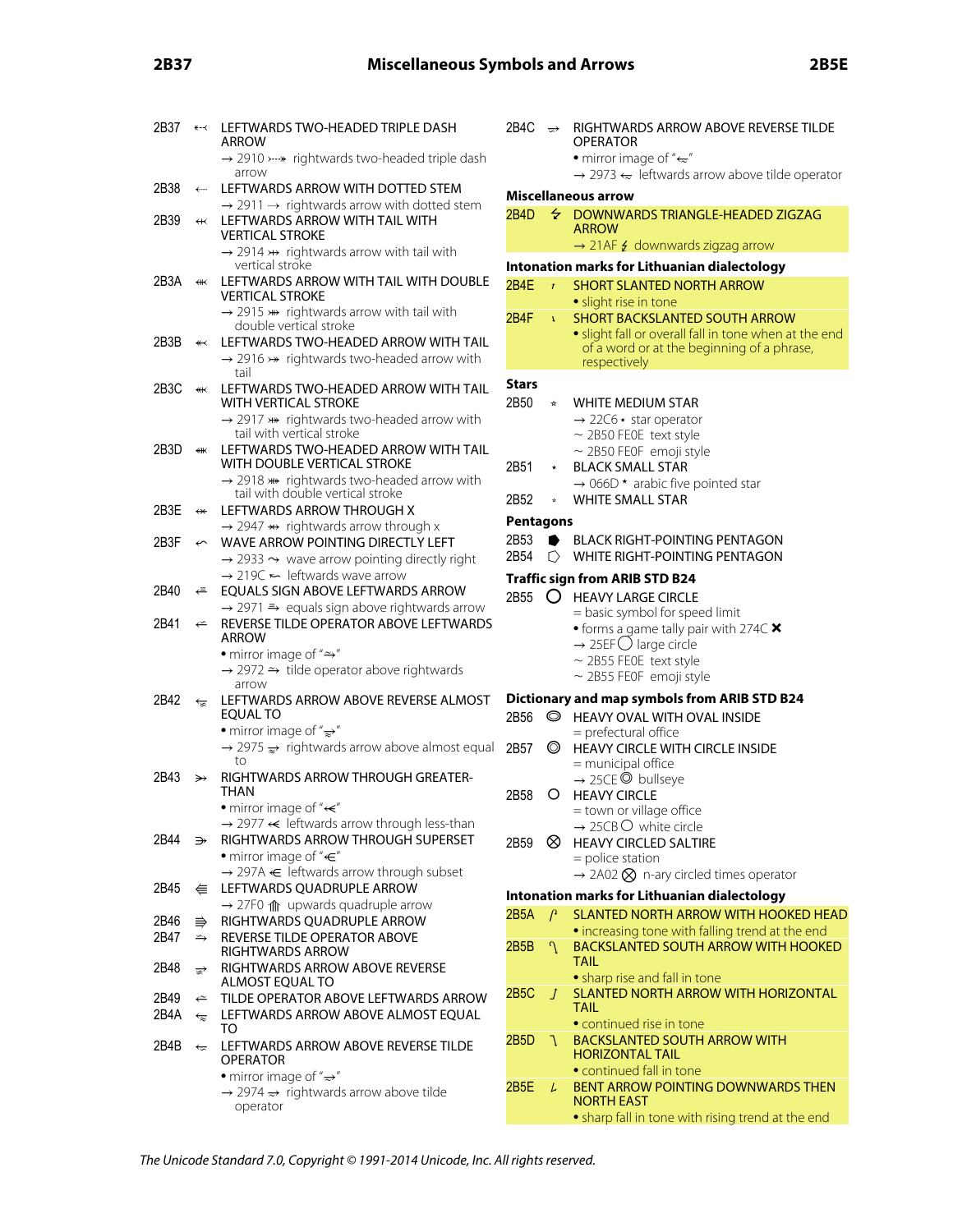2B37 ⬷ LEFTWARDS TWO-HEADED TRIPLE DASH ARROW
→ 2910 ⤐ rightwards two-headed triple dash arrow

2B38 ⬸ LEFTWARDS ARROW WITH DOTTED STEM
→ 2911 ⤑ rightwards arrow with dotted stem

2B39 ⬹ LEFTWARDS ARROW WITH TAIL WITH VERTICAL STROKE
→ 2914 ⤔ rightwards arrow with tail with vertical stroke

2B3A ⬺ LEFTWARDS ARROW WITH TAIL WITH DOUBLE VERTICAL STROKE
→ 2915 ⤕ rightwards arrow with tail with double vertical stroke

2B3B ⬻ LEFTWARDS TWO-HEADED ARROW WITH TAIL
→ 2916 ⤖ rightwards two-headed arrow with tail

2B3C ⬼ LEFTWARDS TWO-HEADED ARROW WITH TAIL WITH VERTICAL STROKE
→ 2917 ⤗ rightwards two-headed arrow with tail with vertical stroke

2B3D ⬽ LEFTWARDS TWO-HEADED ARROW WITH TAIL WITH DOUBLE VERTICAL STROKE
→ 2918 ⤘ rightwards two-headed arrow with tail with double vertical stroke

2B3E ⬾ LEFTWARDS ARROW THROUGH X
→ 2947 ⥇ rightwards arrow through x

2B3F ⬿ WAVE ARROW POINTING DIRECTLY LEFT
→ 2933 ⤳ wave arrow pointing directly right
→ 219C ↜ leftwards wave arrow

2B40 ⭀ EQUALS SIGN ABOVE LEFTWARDS ARROW
→ 2971 ⥱ equals sign above rightwards arrow

2B41 ⭁ REVERSE TILDE OPERATOR ABOVE LEFTWARDS ARROW
• mirror image of "⥲"
→ 2972 ⥲ tilde operator above rightwards arrow

2B42 ⭂ LEFTWARDS ARROW ABOVE REVERSE ALMOST EQUAL TO
• mirror image of "⥵"
→ 2975 ⥵ rightwards arrow above almost equal to

2B43 ⭃ RIGHTWARDS ARROW THROUGH GREATER-THAN
• mirror image of "⥷"
→ 2977 ⥷ leftwards arrow through less-than

2B44 ⭄ RIGHTWARDS ARROW THROUGH SUPERSET
• mirror image of "⥺"
→ 297A ⥺ leftwards arrow through subset

2B45 ⭅ LEFTWARDS QUADRUPLE ARROW
→ 27F0 ⟰ upwards quadruple arrow

2B46 ⭆ RIGHTWARDS QUADRUPLE ARROW

2B47 ⭇ REVERSE TILDE OPERATOR ABOVE RIGHTWARDS ARROW

2B48 ⭈ RIGHTWARDS ARROW ABOVE REVERSE ALMOST EQUAL TO

2B49 ⭉ TILDE OPERATOR ABOVE LEFTWARDS ARROW

2B4A ⭊ LEFTWARDS ARROW ABOVE ALMOST EQUAL TO

2B4B ⭋ LEFTWARDS ARROW ABOVE REVERSE TILDE OPERATOR
• mirror image of "⥴"
→ 2974 ⥴ rightwards arrow above tilde operator

2B4C ⭌ RIGHTWARDS ARROW ABOVE REVERSE TILDE OPERATOR
• mirror image of "⥳"
→ 2973 ⥳ leftwards arrow above tilde operator

**Miscellaneous arrow**

2B4D ⭍ DOWNWARDS TRIANGLE-HEADED ZIGZAG ARROW
→ 21AF ↯ downwards zigzag arrow

**Intonation marks for Lithuanian dialectology**

2B4E ⭎ SHORT SLANTED NORTH ARROW
• slight rise in tone

2B4F ⭏ SHORT BACKSLANTED SOUTH ARROW
• slight fall or overall fall in tone when at the end of a word or at the beginning of a phrase, respectively

**Stars**

2B50 ⭐ WHITE MEDIUM STAR
→ 22C6 ⋆ star operator
~ 2B50 FE0E text style
~ 2B50 FE0F emoji style

2B51 ⭑ BLACK SMALL STAR
→ 066D ٭ arabic five pointed star

2B52 ⭒ WHITE SMALL STAR

**Pentagons**

2B53 ⭓ BLACK RIGHT-POINTING PENTAGON

2B54 ⭔ WHITE RIGHT-POINTING PENTAGON

**Traffic sign from ARIB STD B24**

2B55 ⭕ HEAVY LARGE CIRCLE
= basic symbol for speed limit
• forms a game tally pair with 274C ❌
→ 25EF ◯ large circle
~ 2B55 FE0E text style
~ 2B55 FE0F emoji style

**Dictionary and map symbols from ARIB STD B24**

2B56 ⭖ HEAVY OVAL WITH OVAL INSIDE
= prefectural office

2B57 ⭗ HEAVY CIRCLE WITH CIRCLE INSIDE
= municipal office
→ 25CE ◎ bullseye

2B58 ⭘ HEAVY CIRCLE
= town or village office
→ 25CB ○ white circle

2B59 ⭙ HEAVY CIRCLED SALTIRE
= police station
→ 2A02 ⨂ n-ary circled times operator

**Intonation marks for Lithuanian dialectology**

2B5A ⭚ SLANTED NORTH ARROW WITH HOOKED HEAD
• increasing tone with falling trend at the end

2B5B ⭛ BACKSLANTED SOUTH ARROW WITH HOOKED TAIL
• sharp rise and fall in tone

2B5C ⭜ SLANTED NORTH ARROW WITH HORIZONTAL TAIL
• continued rise in tone

2B5D ⭝ BACKSLANTED SOUTH ARROW WITH HORIZONTAL TAIL
• continued fall in tone

2B5E ⭞ BENT ARROW POINTING DOWNWARDS THEN NORTH EAST
• sharp fall in tone with rising trend at the end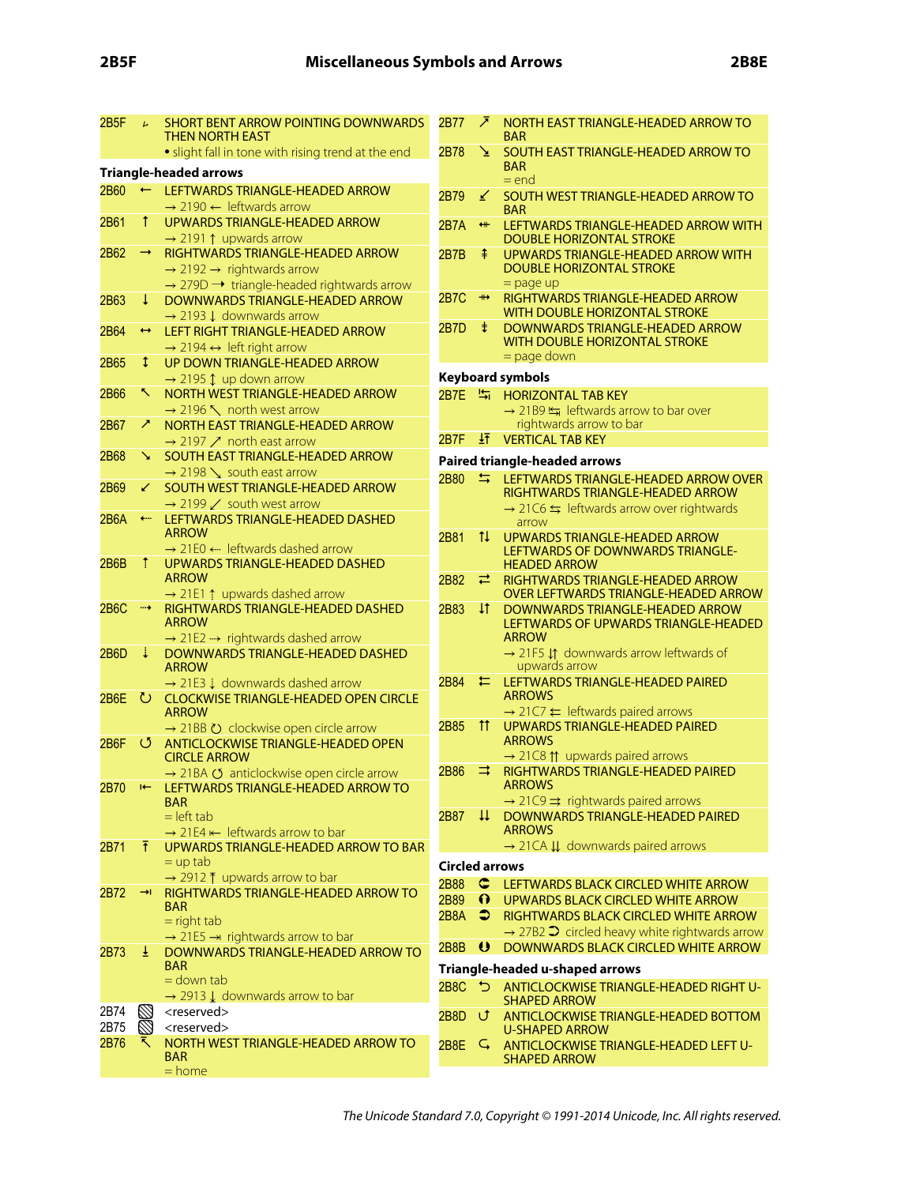2B5F ⭟ SHORT BENT ARROW POINTING DOWNWARDS THEN NORTH EAST
• slight fall in tone with rising trend at the end

### Triangle-headed arrows

2B60 ⭠ LEFTWARDS TRIANGLE-HEADED ARROW
→ 2190 ← leftwards arrow

2B61 ⭡ UPWARDS TRIANGLE-HEADED ARROW
→ 2191 ↑ upwards arrow

2B62 ⭢ RIGHTWARDS TRIANGLE-HEADED ARROW
→ 2192 → rightwards arrow
→ 279D ➝ triangle-headed rightwards arrow

2B63 ⭣ DOWNWARDS TRIANGLE-HEADED ARROW
→ 2193 ↓ downwards arrow

2B64 ⭤ LEFT RIGHT TRIANGLE-HEADED ARROW
→ 2194 ↔ left right arrow

2B65 ⭥ UP DOWN TRIANGLE-HEADED ARROW
→ 2195 ↕ up down arrow

2B66 ⭦ NORTH WEST TRIANGLE-HEADED ARROW
→ 2196 ↖ north west arrow

2B67 ⭧ NORTH EAST TRIANGLE-HEADED ARROW
→ 2197 ↗ north east arrow

2B68 ⭨ SOUTH EAST TRIANGLE-HEADED ARROW
→ 2198 ↘ south east arrow

2B69 ⭩ SOUTH WEST TRIANGLE-HEADED ARROW
→ 2199 ↙ south west arrow

2B6A ⭪ LEFTWARDS TRIANGLE-HEADED DASHED ARROW
→ 21E0 ⇠ leftwards dashed arrow

2B6B ⭫ UPWARDS TRIANGLE-HEADED DASHED ARROW
→ 21E1 ⇡ upwards dashed arrow

2B6C ⭬ RIGHTWARDS TRIANGLE-HEADED DASHED ARROW
→ 21E2 ⇢ rightwards dashed arrow

2B6D ⭭ DOWNWARDS TRIANGLE-HEADED DASHED ARROW
→ 21E3 ⇣ downwards dashed arrow

2B6E ⭮ CLOCKWISE TRIANGLE-HEADED OPEN CIRCLE ARROW
→ 21BB ↻ clockwise open circle arrow

2B6F ⭯ ANTICLOCKWISE TRIANGLE-HEADED OPEN CIRCLE ARROW
→ 21BA ↺ anticlockwise open circle arrow

2B70 ⭰ LEFTWARDS TRIANGLE-HEADED ARROW TO BAR
= left tab
→ 21E4 ⇤ leftwards arrow to bar

2B71 ⭱ UPWARDS TRIANGLE-HEADED ARROW TO BAR
= up tab
→ 2912 ⤒ upwards arrow to bar

2B72 ⭲ RIGHTWARDS TRIANGLE-HEADED ARROW TO BAR
= right tab
→ 21E5 ⇥ rightwards arrow to bar

2B73 ⭳ DOWNWARDS TRIANGLE-HEADED ARROW TO BAR
= down tab
→ 2913 ⤓ downwards arrow to bar

2B74 <reserved>

2B75 <reserved>

2B76 ⭶ NORTH WEST TRIANGLE-HEADED ARROW TO BAR
= home

2B77 ⭷ NORTH EAST TRIANGLE-HEADED ARROW TO BAR

2B78 ⭸ SOUTH EAST TRIANGLE-HEADED ARROW TO BAR
= end

2B79 ⭹ SOUTH WEST TRIANGLE-HEADED ARROW TO BAR

2B7A ⭺ LEFTWARDS TRIANGLE-HEADED ARROW WITH DOUBLE HORIZONTAL STROKE

2B7B ⭻ UPWARDS TRIANGLE-HEADED ARROW WITH DOUBLE HORIZONTAL STROKE
= page up

2B7C ⭼ RIGHTWARDS TRIANGLE-HEADED ARROW WITH DOUBLE HORIZONTAL STROKE

2B7D ⭽ DOWNWARDS TRIANGLE-HEADED ARROW WITH DOUBLE HORIZONTAL STROKE
= page down

### Keyboard symbols

2B7E ⭾ HORIZONTAL TAB KEY
→ 21B9 ↹ leftwards arrow to bar over rightwards arrow to bar

2B7F ⭿ VERTICAL TAB KEY

### Paired triangle-headed arrows

2B80 ⮀ LEFTWARDS TRIANGLE-HEADED ARROW OVER RIGHTWARDS TRIANGLE-HEADED ARROW
→ 21C6 ⇆ leftwards arrow over rightwards arrow

2B81 ⮁ UPWARDS TRIANGLE-HEADED ARROW LEFTWARDS OF DOWNWARDS TRIANGLE-HEADED ARROW

2B82 ⮂ RIGHTWARDS TRIANGLE-HEADED ARROW OVER LEFTWARDS TRIANGLE-HEADED ARROW

2B83 ⮃ DOWNWARDS TRIANGLE-HEADED ARROW LEFTWARDS OF UPWARDS TRIANGLE-HEADED ARROW
→ 21F5 ⇵ downwards arrow leftwards of upwards arrow

2B84 ⮄ LEFTWARDS TRIANGLE-HEADED PAIRED ARROWS
→ 21C7 ⇇ leftwards paired arrows

2B85 ⮅ UPWARDS TRIANGLE-HEADED PAIRED ARROWS
→ 21C8 ⇈ upwards paired arrows

2B86 ⮆ RIGHTWARDS TRIANGLE-HEADED PAIRED ARROWS
→ 21C9 ⇉ rightwards paired arrows

2B87 ⮇ DOWNWARDS TRIANGLE-HEADED PAIRED ARROWS
→ 21CA ⇊ downwards paired arrows

### Circled arrows

2B88 ⮈ LEFTWARDS BLACK CIRCLED WHITE ARROW

2B89 ⮉ UPWARDS BLACK CIRCLED WHITE ARROW

2B8A ⮊ RIGHTWARDS BLACK CIRCLED WHITE ARROW
→ 27B2 ➲ circled heavy white rightwards arrow

2B8B ⮋ DOWNWARDS BLACK CIRCLED WHITE ARROW

### Triangle-headed u-shaped arrows

2B8C ⮌ ANTICLOCKWISE TRIANGLE-HEADED RIGHT U-SHAPED ARROW

2B8D ⮍ ANTICLOCKWISE TRIANGLE-HEADED BOTTOM U-SHAPED ARROW

2B8E ⮎ ANTICLOCKWISE TRIANGLE-HEADED LEFT U-SHAPED ARROW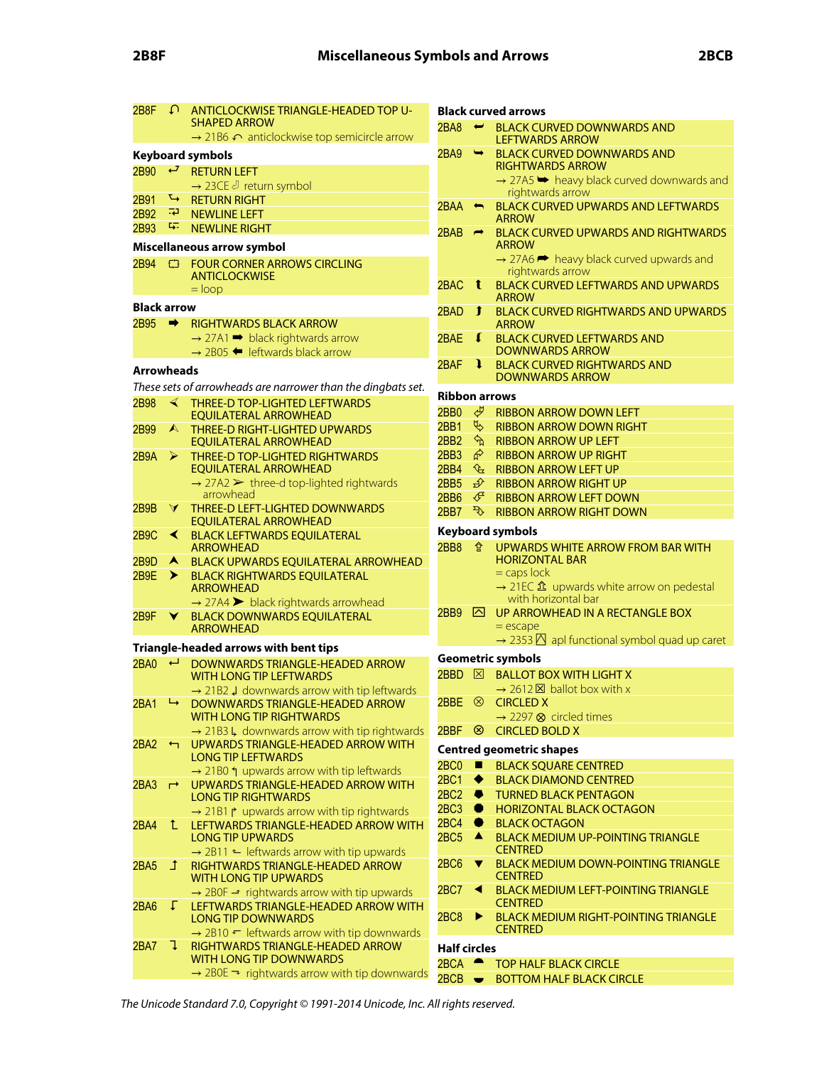2B8F ⮏ ANTICLOCKWISE TRIANGLE-HEADED TOP U-SHAPED ARROW
→ 21B6 ↶ anticlockwise top semicircle arrow

### Keyboard symbols

2B90 ⮐ RETURN LEFT
→ 23CE ⏎ return symbol
2B91 ⮑ RETURN RIGHT
2B92 ⮒ NEWLINE LEFT
2B93 ⮓ NEWLINE RIGHT

### Miscellaneous arrow symbol

2B94 ⮔ FOUR CORNER ARROWS CIRCLING ANTICLOCKWISE
= loop

### Black arrow

2B95 ⮕ RIGHTWARDS BLACK ARROW
→ 27A1 ➡ black rightwards arrow
→ 2B05 ⬅ leftwards black arrow

### Arrowheads

*These sets of arrowheads are narrower than the dingbats set.*

2B98 ⮘ THREE-D TOP-LIGHTED LEFTWARDS EQUILATERAL ARROWHEAD
2B99 ⮙ THREE-D RIGHT-LIGHTED UPWARDS EQUILATERAL ARROWHEAD
2B9A ⮚ THREE-D TOP-LIGHTED RIGHTWARDS EQUILATERAL ARROWHEAD
→ 27A2 ➢ three-d top-lighted rightwards arrowhead
2B9B ⮛ THREE-D LEFT-LIGHTED DOWNWARDS EQUILATERAL ARROWHEAD
2B9C ⮜ BLACK LEFTWARDS EQUILATERAL ARROWHEAD
2B9D ⮝ BLACK UPWARDS EQUILATERAL ARROWHEAD
2B9E ⮞ BLACK RIGHTWARDS EQUILATERAL ARROWHEAD
→ 27A4 ➤ black rightwards arrowhead
2B9F ⮟ BLACK DOWNWARDS EQUILATERAL ARROWHEAD

### Triangle-headed arrows with bent tips

2BA0 ⮠ DOWNWARDS TRIANGLE-HEADED ARROW WITH LONG TIP LEFTWARDS
→ 21B2 ↲ downwards arrow with tip leftwards
2BA1 ⮡ DOWNWARDS TRIANGLE-HEADED ARROW WITH LONG TIP RIGHTWARDS
→ 21B3 ↳ downwards arrow with tip rightwards
2BA2 ⮢ UPWARDS TRIANGLE-HEADED ARROW WITH LONG TIP LEFTWARDS
→ 21B0 ↰ upwards arrow with tip leftwards
2BA3 ⮣ UPWARDS TRIANGLE-HEADED ARROW WITH LONG TIP RIGHTWARDS
→ 21B1 ↱ upwards arrow with tip rightwards
2BA4 ⮤ LEFTWARDS TRIANGLE-HEADED ARROW WITH LONG TIP UPWARDS
→ 2B11 ⬑ leftwards arrow with tip upwards
2BA5 ⮥ RIGHTWARDS TRIANGLE-HEADED ARROW WITH LONG TIP UPWARDS
→ 2B0F ⬏ rightwards arrow with tip upwards
2BA6 ⮦ LEFTWARDS TRIANGLE-HEADED ARROW WITH LONG TIP DOWNWARDS
→ 2B10 ⬐ leftwards arrow with tip downwards
2BA7 ⮧ RIGHTWARDS TRIANGLE-HEADED ARROW WITH LONG TIP DOWNWARDS
→ 2B0E ⬎ rightwards arrow with tip downwards

### Black curved arrows

2BA8 ⮨ BLACK CURVED DOWNWARDS AND LEFTWARDS ARROW
2BA9 ⮩ BLACK CURVED DOWNWARDS AND RIGHTWARDS ARROW
→ 27A5 ➥ heavy black curved downwards and rightwards arrow
2BAA ⮪ BLACK CURVED UPWARDS AND LEFTWARDS ARROW
2BAB ⮫ BLACK CURVED UPWARDS AND RIGHTWARDS ARROW
→ 27A6 ➦ heavy black curved upwards and rightwards arrow
2BAC ⮬ BLACK CURVED LEFTWARDS AND UPWARDS ARROW
2BAD ⮭ BLACK CURVED RIGHTWARDS AND UPWARDS ARROW
2BAE ⮮ BLACK CURVED LEFTWARDS AND DOWNWARDS ARROW
2BAF ⮯ BLACK CURVED RIGHTWARDS AND DOWNWARDS ARROW

### Ribbon arrows

2BB0 ⮰ RIBBON ARROW DOWN LEFT
2BB1 ⮱ RIBBON ARROW DOWN RIGHT
2BB2 ⮲ RIBBON ARROW UP LEFT
2BB3 ⮳ RIBBON ARROW UP RIGHT
2BB4 ⮴ RIBBON ARROW LEFT UP
2BB5 ⮵ RIBBON ARROW RIGHT UP
2BB6 ⮶ RIBBON ARROW LEFT DOWN
2BB7 ⮷ RIBBON ARROW RIGHT DOWN

### Keyboard symbols

2BB8 ⮸ UPWARDS WHITE ARROW FROM BAR WITH HORIZONTAL BAR
= caps lock
→ 21EC ⇬ upwards white arrow on pedestal with horizontal bar
2BB9 ⮹ UP ARROWHEAD IN A RECTANGLE BOX
= escape
→ 2353 ⍓ apl functional symbol quad up caret

### Geometric symbols

2BBD ⮽ BALLOT BOX WITH LIGHT X
→ 2612 ☒ ballot box with x
2BBE ⮾ CIRCLED X
→ 2297 ⊗ circled times
2BBF ⮿ CIRCLED BOLD X

### Centred geometric shapes

2BC0 ⯀ BLACK SQUARE CENTRED
2BC1 ⯁ BLACK DIAMOND CENTRED
2BC2 ⯂ TURNED BLACK PENTAGON
2BC3 ⯃ HORIZONTAL BLACK OCTAGON
2BC4 ⯄ BLACK OCTAGON
2BC5 ⯅ BLACK MEDIUM UP-POINTING TRIANGLE CENTRED
2BC6 ⯆ BLACK MEDIUM DOWN-POINTING TRIANGLE CENTRED
2BC7 ⯇ BLACK MEDIUM LEFT-POINTING TRIANGLE CENTRED
2BC8 ⯈ BLACK MEDIUM RIGHT-POINTING TRIANGLE CENTRED

### Half circles

2BCA ⯊ TOP HALF BLACK CIRCLE
2BCB ⯋ BOTTOM HALF BLACK CIRCLE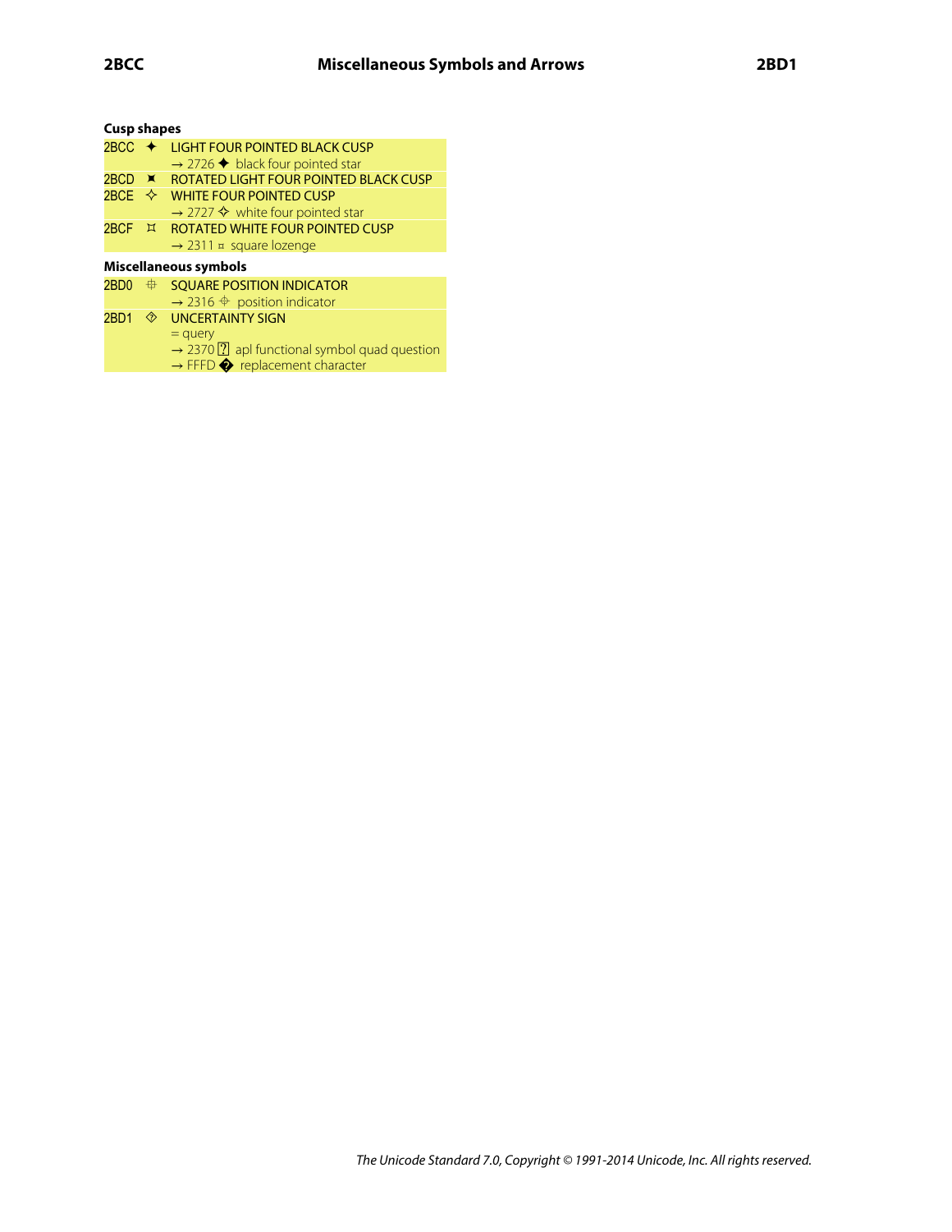### Cusp shapes

2BCC ✦ LIGHT FOUR POINTED BLACK CUSP
→ 2726 ✦ black four pointed star

2BCD ⯍ ROTATED LIGHT FOUR POINTED BLACK CUSP

2BCE ✧ WHITE FOUR POINTED CUSP
→ 2727 ✧ white four pointed star

2BCF ⯏ ROTATED WHITE FOUR POINTED CUSP
→ 2311 ⌑ square lozenge

### Miscellaneous symbols

2BD0 ⯐ SQUARE POSITION INDICATOR
→ 2316 ⌖ position indicator

2BD1 ⯑ UNCERTAINTY SIGN
= query
→ 2370 ⍰ apl functional symbol quad question
→ FFFD � replacement character